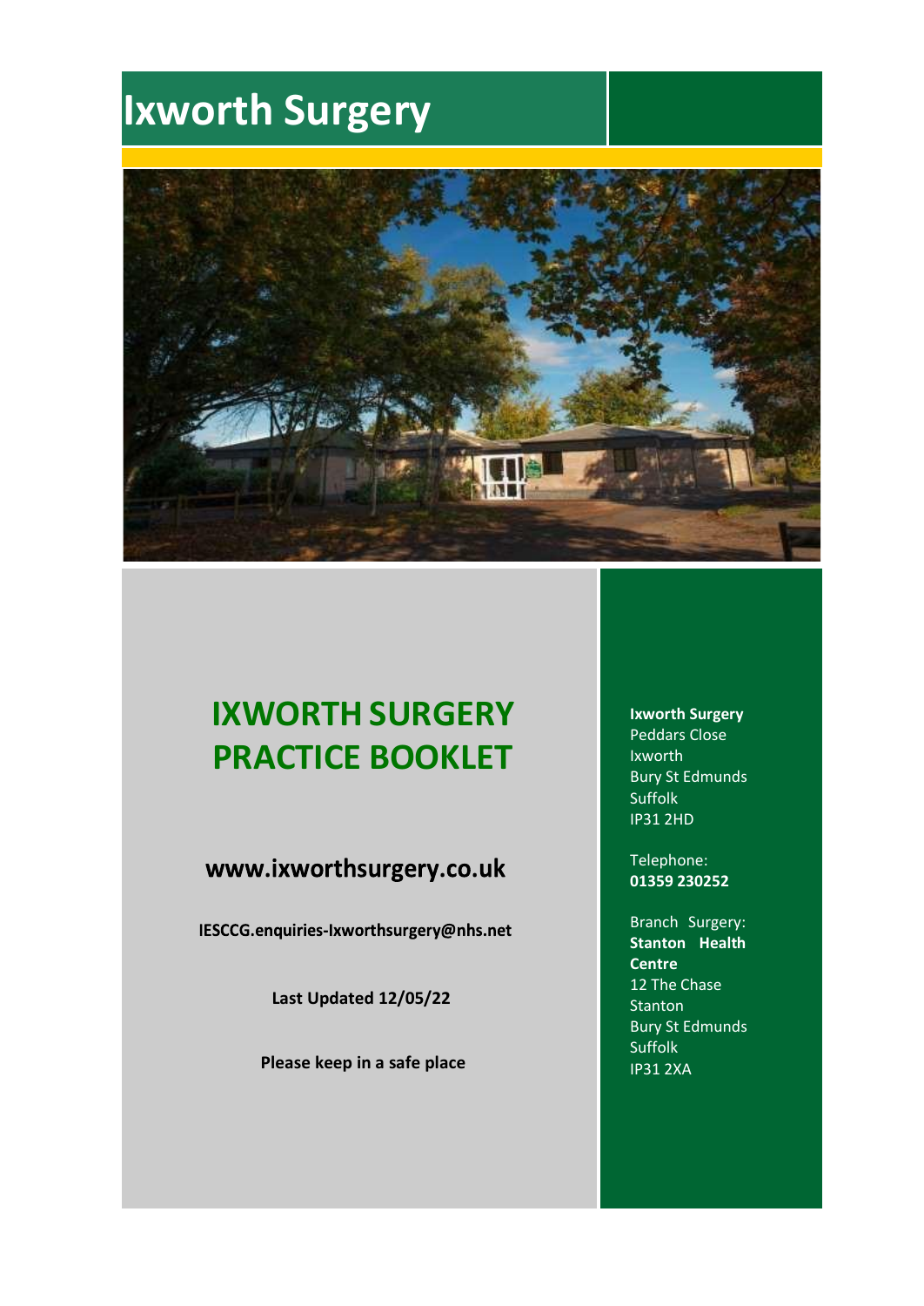# Ixworth Surgery

## IXWORTH SURGERY PRACTICE BOOKLET

**www.ixworthsurgery.co.uk**

**IESCCG.enquiries-Ixworthsurgery@nhs.net**

**Last Updated 12/05/22**

**Please keep in a safe place**

**Ixworth Surgery**
Peddars Close
Ixworth
Bury St Edmunds
Suffolk
IP31 2HD

Telephone:
**01359 230252**

Branch Surgery:
**Stanton Health Centre**
12 The Chase
Stanton
Bury St Edmunds
Suffolk
IP31 2XA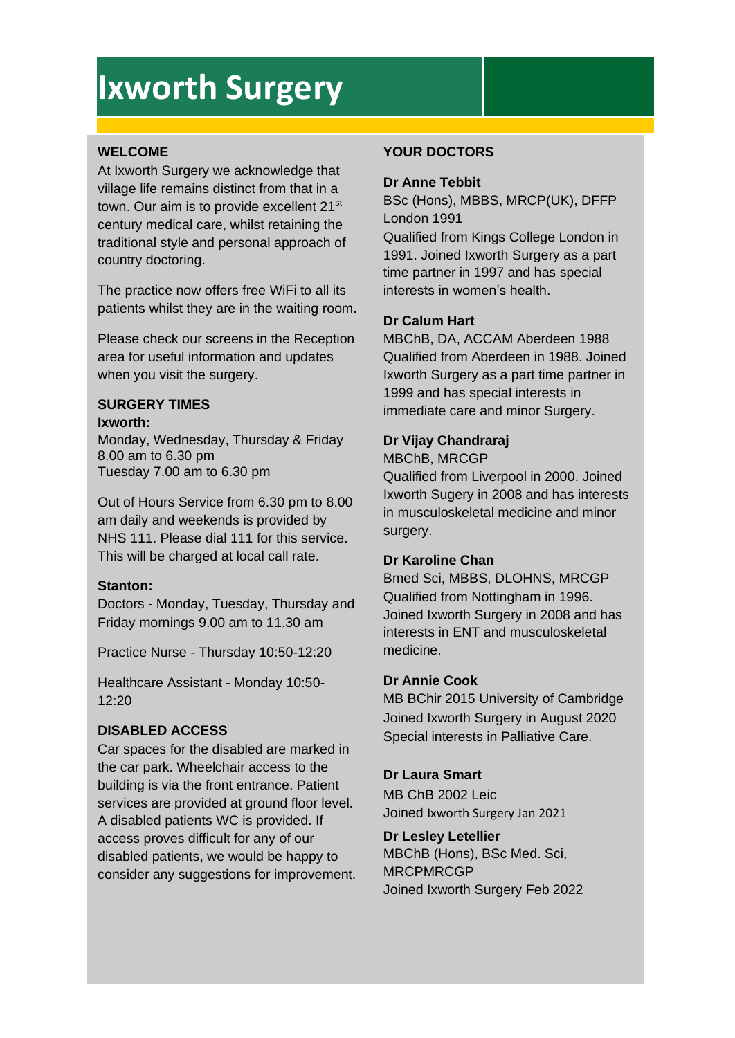# Ixworth Surgery

## WELCOME

At Ixworth Surgery we acknowledge that village life remains distinct from that in a town. Our aim is to provide excellent 21st century medical care, whilst retaining the traditional style and personal approach of country doctoring.

The practice now offers free WiFi to all its patients whilst they are in the waiting room.

Please check our screens in the Reception area for useful information and updates when you visit the surgery.

## SURGERY TIMES

**Ixworth:**

Monday, Wednesday, Thursday & Friday
8.00 am to 6.30 pm
Tuesday 7.00 am to 6.30 pm

Out of Hours Service from 6.30 pm to 8.00 am daily and weekends is provided by NHS 111. Please dial 111 for this service. This will be charged at local call rate.

**Stanton:**

Doctors - Monday, Tuesday, Thursday and Friday mornings 9.00 am to 11.30 am

Practice Nurse - Thursday 10:50-12:20

Healthcare Assistant - Monday 10:50-12:20

## DISABLED ACCESS

Car spaces for the disabled are marked in the car park. Wheelchair access to the building is via the front entrance. Patient services are provided at ground floor level. A disabled patients WC is provided. If access proves difficult for any of our disabled patients, we would be happy to consider any suggestions for improvement.

## YOUR DOCTORS

**Dr Anne Tebbit**

BSc (Hons), MBBS, MRCP(UK), DFFP London 1991
Qualified from Kings College London in 1991. Joined Ixworth Surgery as a part time partner in 1997 and has special interests in women's health.

**Dr Calum Hart**

MBChB, DA, ACCAM Aberdeen 1988
Qualified from Aberdeen in 1988. Joined Ixworth Surgery as a part time partner in 1999 and has special interests in immediate care and minor Surgery.

**Dr Vijay Chandraraj**

MBChB, MRCGP
Qualified from Liverpool in 2000. Joined Ixworth Sugery in 2008 and has interests in musculoskeletal medicine and minor surgery.

**Dr Karoline Chan**

Bmed Sci, MBBS, DLOHNS, MRCGP
Qualified from Nottingham in 1996. Joined Ixworth Surgery in 2008 and has interests in ENT and musculoskeletal medicine.

**Dr Annie Cook**

MB BChir 2015 University of Cambridge
Joined Ixworth Surgery in August 2020
Special interests in Palliative Care.

**Dr Laura Smart**

MB ChB 2002 Leic
Joined Ixworth Surgery Jan 2021

**Dr Lesley Letellier**

MBChB (Hons), BSc Med. Sci, MRCPMRCGP
Joined Ixworth Surgery Feb 2022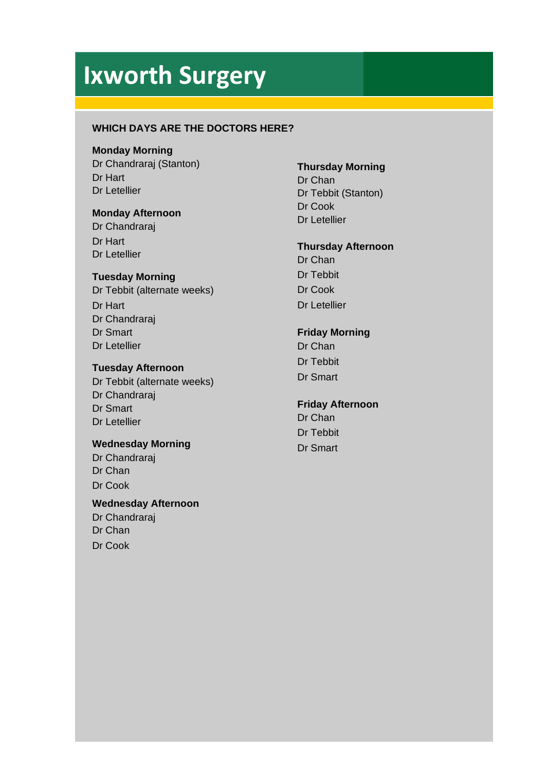# Ixworth Surgery

**WHICH DAYS ARE THE DOCTORS HERE?**

**Monday Morning**
Dr Chandraraj (Stanton)
Dr Hart
Dr Letellier

**Monday Afternoon**
Dr Chandraraj
Dr Hart
Dr Letellier

**Tuesday Morning**
Dr Tebbit (alternate weeks)
Dr Hart
Dr Chandraraj
Dr Smart
Dr Letellier

**Tuesday Afternoon**
Dr Tebbit (alternate weeks)
Dr Chandraraj
Dr Smart
Dr Letellier

**Wednesday Morning**
Dr Chandraraj
Dr Chan
Dr Cook

**Wednesday Afternoon**
Dr Chandraraj
Dr Chan
Dr Cook

**Thursday Morning**
Dr Chan
Dr Tebbit (Stanton)
Dr Cook
Dr Letellier

**Thursday Afternoon**
Dr Chan
Dr Tebbit
Dr Cook
Dr Letellier

**Friday Morning**
Dr Chan
Dr Tebbit
Dr Smart

**Friday Afternoon**
Dr Chan
Dr Tebbit
Dr Smart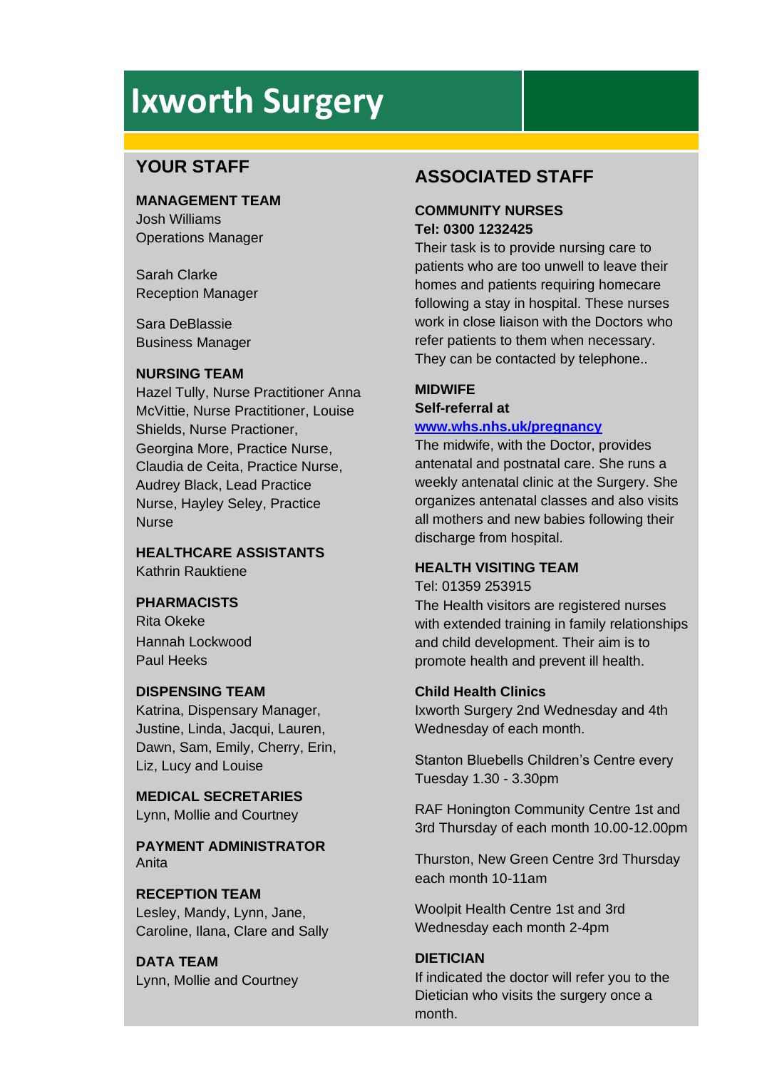# Ixworth Surgery

## YOUR STAFF

**MANAGEMENT TEAM**
Josh Williams
Operations Manager

Sarah Clarke
Reception Manager

Sara DeBlassie
Business Manager

**NURSING TEAM**
Hazel Tully, Nurse Practitioner Anna McVittie, Nurse Practitioner, Louise Shields, Nurse Practioner, Georgina More, Practice Nurse, Claudia de Ceita, Practice Nurse, Audrey Black, Lead Practice Nurse, Hayley Seley, Practice Nurse

**HEALTHCARE ASSISTANTS**
Kathrin Rauktiene

**PHARMACISTS**
Rita Okeke
Hannah Lockwood
Paul Heeks

**DISPENSING TEAM**
Katrina, Dispensary Manager, Justine, Linda, Jacqui, Lauren, Dawn, Sam, Emily, Cherry, Erin, Liz, Lucy and Louise

**MEDICAL SECRETARIES**
Lynn, Mollie and Courtney

**PAYMENT ADMINISTRATOR**
Anita

**RECEPTION TEAM**
Lesley, Mandy, Lynn, Jane, Caroline, Ilana, Clare and Sally

**DATA TEAM**
Lynn, Mollie and Courtney

## ASSOCIATED STAFF

**COMMUNITY NURSES**
**Tel: 0300 1232425**
Their task is to provide nursing care to patients who are too unwell to leave their homes and patients requiring homecare following a stay in hospital. These nurses work in close liaison with the Doctors who refer patients to them when necessary. They can be contacted by telephone..

**MIDWIFE**
**Self-referral at**
**www.whs.nhs.uk/pregnancy**
The midwife, with the Doctor, provides antenatal and postnatal care. She runs a weekly antenatal clinic at the Surgery. She organizes antenatal classes and also visits all mothers and new babies following their discharge from hospital.

**HEALTH VISITING TEAM**
Tel: 01359 253915
The Health visitors are registered nurses with extended training in family relationships and child development. Their aim is to promote health and prevent ill health.

**Child Health Clinics**
Ixworth Surgery 2nd Wednesday and 4th Wednesday of each month.

Stanton Bluebells Children's Centre every Tuesday 1.30 - 3.30pm

RAF Honington Community Centre 1st and 3rd Thursday of each month 10.00-12.00pm

Thurston, New Green Centre 3rd Thursday each month 10-11am

Woolpit Health Centre 1st and 3rd Wednesday each month 2-4pm

**DIETICIAN**
If indicated the doctor will refer you to the Dietician who visits the surgery once a month.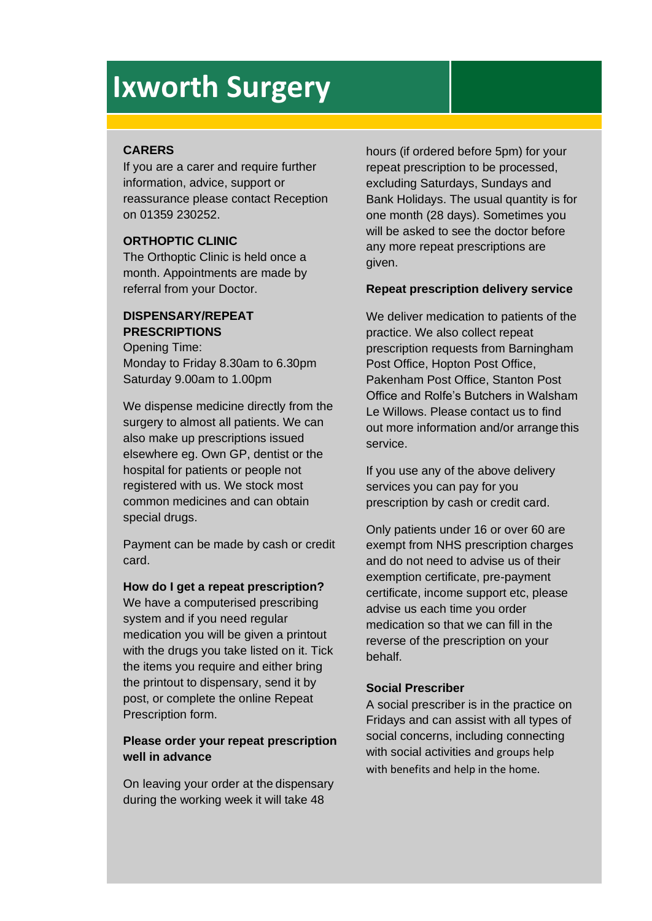# Ixworth Surgery

### CARERS

If you are a carer and require further information, advice, support or reassurance please contact Reception on 01359 230252.

### ORTHOPTIC CLINIC

The Orthoptic Clinic is held once a month. Appointments are made by referral from your Doctor.

### DISPENSARY/REPEAT PRESCRIPTIONS

Opening Time:
Monday to Friday 8.30am to 6.30pm
Saturday 9.00am to 1.00pm

We dispense medicine directly from the surgery to almost all patients. We can also make up prescriptions issued elsewhere eg. Own GP, dentist or the hospital for patients or people not registered with us. We stock most common medicines and can obtain special drugs.

Payment can be made by cash or credit card.

**How do I get a repeat prescription?**
We have a computerised prescribing system and if you need regular medication you will be given a printout with the drugs you take listed on it. Tick the items you require and either bring the printout to dispensary, send it by post, or complete the online Repeat Prescription form.

**Please order your repeat prescription well in advance**

On leaving your order at the dispensary during the working week it will take 48 hours (if ordered before 5pm) for your repeat prescription to be processed, excluding Saturdays, Sundays and Bank Holidays. The usual quantity is for one month (28 days). Sometimes you will be asked to see the doctor before any more repeat prescriptions are given.

**Repeat prescription delivery service**

We deliver medication to patients of the practice. We also collect repeat prescription requests from Barningham Post Office, Hopton Post Office, Pakenham Post Office, Stanton Post Office and Rolfe's Butchers in Walsham Le Willows. Please contact us to find out more information and/or arrange this service.

If you use any of the above delivery services you can pay for you prescription by cash or credit card.

Only patients under 16 or over 60 are exempt from NHS prescription charges and do not need to advise us of their exemption certificate, pre-payment certificate, income support etc, please advise us each time you order medication so that we can fill in the reverse of the prescription on your behalf.

**Social Prescriber**
A social prescriber is in the practice on Fridays and can assist with all types of social concerns, including connecting with social activities and groups help with benefits and help in the home.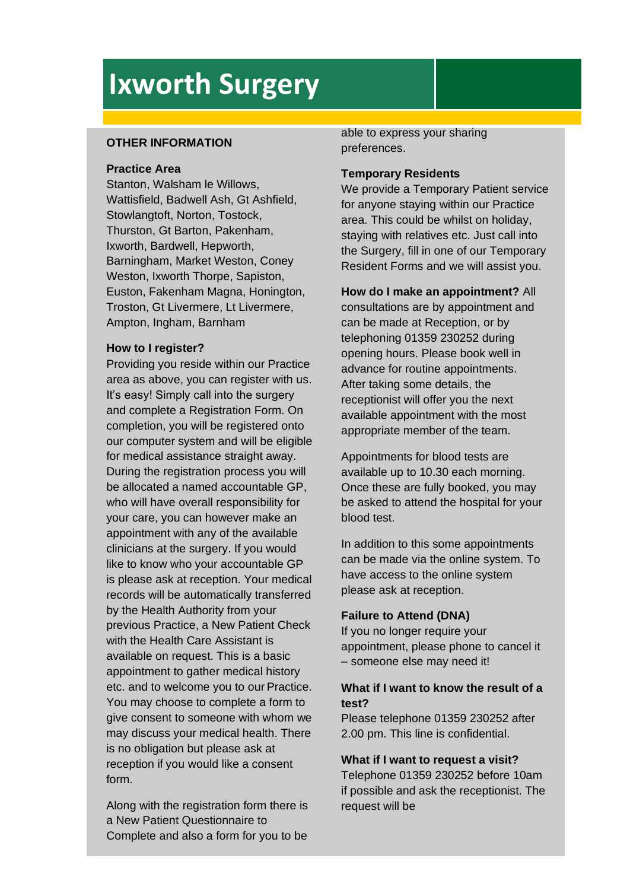# Ixworth Surgery

## OTHER INFORMATION

**Practice Area**

Stanton, Walsham le Willows, Wattisfield, Badwell Ash, Gt Ashfield, Stowlangtoft, Norton, Tostock, Thurston, Gt Barton, Pakenham, Ixworth, Bardwell, Hepworth, Barningham, Market Weston, Coney Weston, Ixworth Thorpe, Sapiston, Euston, Fakenham Magna, Honington, Troston, Gt Livermere, Lt Livermere, Ampton, Ingham, Barnham

**How to I register?**

Providing you reside within our Practice area as above, you can register with us. It's easy! Simply call into the surgery and complete a Registration Form. On completion, you will be registered onto our computer system and will be eligible for medical assistance straight away. During the registration process you will be allocated a named accountable GP, who will have overall responsibility for your care, you can however make an appointment with any of the available clinicians at the surgery. If you would like to know who your accountable GP is please ask at reception. Your medical records will be automatically transferred by the Health Authority from your previous Practice, a New Patient Check with the Health Care Assistant is available on request. This is a basic appointment to gather medical history etc. and to welcome you to our Practice. You may choose to complete a form to give consent to someone with whom we may discuss your medical health. There is no obligation but please ask at reception if you would like a consent form.

Along with the registration form there is a New Patient Questionnaire to Complete and also a form for you to be able to express your sharing preferences.

**Temporary Residents**

We provide a Temporary Patient service for anyone staying within our Practice area. This could be whilst on holiday, staying with relatives etc. Just call into the Surgery, fill in one of our Temporary Resident Forms and we will assist you.

**How do I make an appointment?** All consultations are by appointment and can be made at Reception, or by telephoning 01359 230252 during opening hours. Please book well in advance for routine appointments. After taking some details, the receptionist will offer you the next available appointment with the most appropriate member of the team.

Appointments for blood tests are available up to 10.30 each morning. Once these are fully booked, you may be asked to attend the hospital for your blood test.

In addition to this some appointments can be made via the online system. To have access to the online system please ask at reception.

**Failure to Attend (DNA)**

If you no longer require your appointment, please phone to cancel it – someone else may need it!

**What if I want to know the result of a test?**

Please telephone 01359 230252 after 2.00 pm. This line is confidential.

**What if I want to request a visit?**

Telephone 01359 230252 before 10am if possible and ask the receptionist. The request will be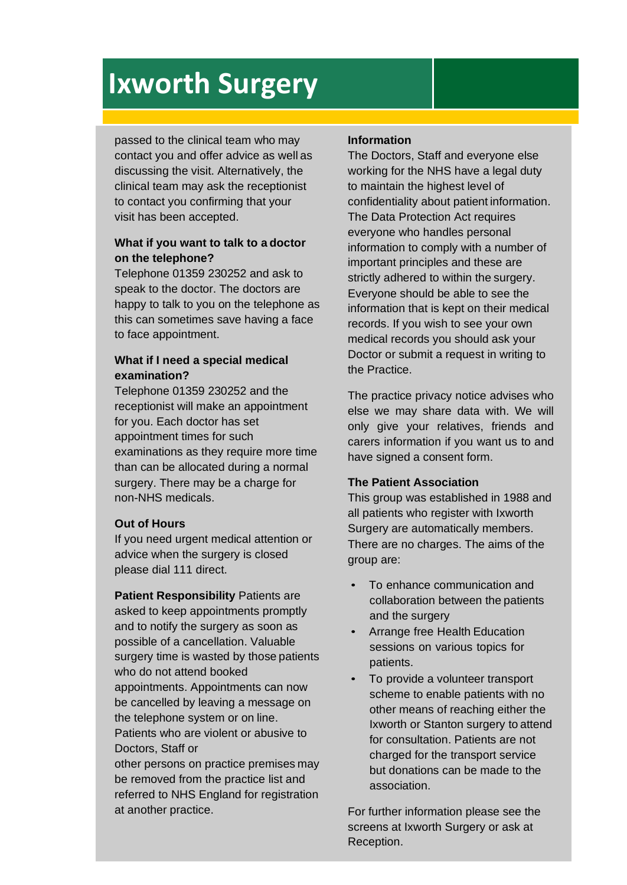# Ixworth Surgery

passed to the clinical team who may contact you and offer advice as well as discussing the visit. Alternatively, the clinical team may ask the receptionist to contact you confirming that your visit has been accepted.

**What if you want to talk to a doctor on the telephone?**

Telephone 01359 230252 and ask to speak to the doctor. The doctors are happy to talk to you on the telephone as this can sometimes save having a face to face appointment.

**What if I need a special medical examination?**

Telephone 01359 230252 and the receptionist will make an appointment for you. Each doctor has set appointment times for such examinations as they require more time than can be allocated during a normal surgery. There may be a charge for non-NHS medicals.

**Out of Hours**

If you need urgent medical attention or advice when the surgery is closed please dial 111 direct.

**Patient Responsibility** Patients are asked to keep appointments promptly and to notify the surgery as soon as possible of a cancellation. Valuable surgery time is wasted by those patients who do not attend booked appointments. Appointments can now be cancelled by leaving a message on the telephone system or on line. Patients who are violent or abusive to Doctors, Staff or other persons on practice premises may be removed from the practice list and referred to NHS England for registration at another practice.

**Information**

The Doctors, Staff and everyone else working for the NHS have a legal duty to maintain the highest level of confidentiality about patient information. The Data Protection Act requires everyone who handles personal information to comply with a number of important principles and these are strictly adhered to within the surgery. Everyone should be able to see the information that is kept on their medical records. If you wish to see your own medical records you should ask your Doctor or submit a request in writing to the Practice.

The practice privacy notice advises who else we may share data with. We will only give your relatives, friends and carers information if you want us to and have signed a consent form.

**The Patient Association**

This group was established in 1988 and all patients who register with Ixworth Surgery are automatically members. There are no charges. The aims of the group are:

- To enhance communication and collaboration between the patients and the surgery
- Arrange free Health Education sessions on various topics for patients.
- To provide a volunteer transport scheme to enable patients with no other means of reaching either the Ixworth or Stanton surgery to attend for consultation. Patients are not charged for the transport service but donations can be made to the association.

For further information please see the screens at Ixworth Surgery or ask at Reception.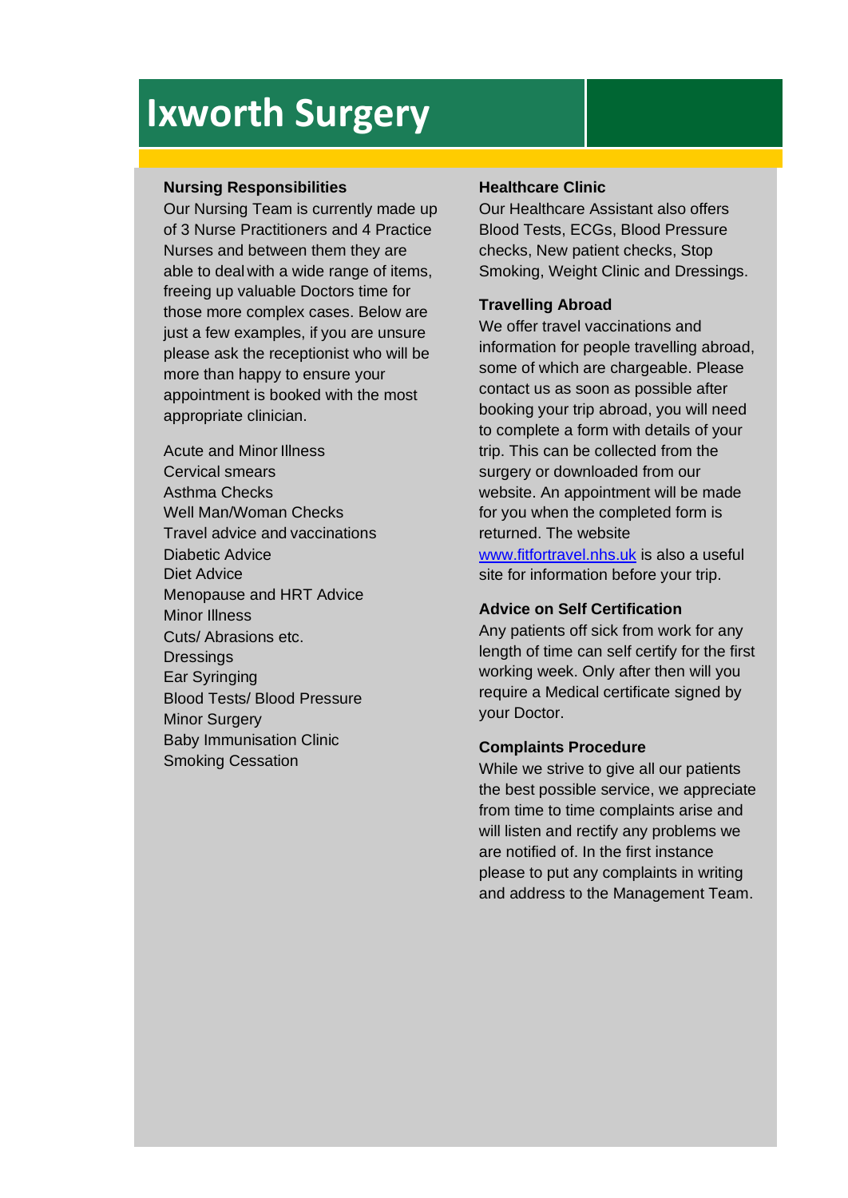# Ixworth Surgery

### Nursing Responsibilities

Our Nursing Team is currently made up of 3 Nurse Practitioners and 4 Practice Nurses and between them they are able to deal with a wide range of items, freeing up valuable Doctors time for those more complex cases. Below are just a few examples, if you are unsure please ask the receptionist who will be more than happy to ensure your appointment is booked with the most appropriate clinician.

Acute and Minor Illness
Cervical smears
Asthma Checks
Well Man/Woman Checks
Travel advice and vaccinations
Diabetic Advice
Diet Advice
Menopause and HRT Advice
Minor Illness
Cuts/ Abrasions etc.
Dressings
Ear Syringing
Blood Tests/ Blood Pressure
Minor Surgery
Baby Immunisation Clinic
Smoking Cessation

### Healthcare Clinic

Our Healthcare Assistant also offers Blood Tests, ECGs, Blood Pressure checks, New patient checks, Stop Smoking, Weight Clinic and Dressings.

### Travelling Abroad

We offer travel vaccinations and information for people travelling abroad, some of which are chargeable. Please contact us as soon as possible after booking your trip abroad, you will need to complete a form with details of your trip. This can be collected from the surgery or downloaded from our website. An appointment will be made for you when the completed form is returned. The website www.fitfortravel.nhs.uk is also a useful site for information before your trip.

### Advice on Self Certification

Any patients off sick from work for any length of time can self certify for the first working week. Only after then will you require a Medical certificate signed by your Doctor.

### Complaints Procedure

While we strive to give all our patients the best possible service, we appreciate from time to time complaints arise and will listen and rectify any problems we are notified of. In the first instance please to put any complaints in writing and address to the Management Team.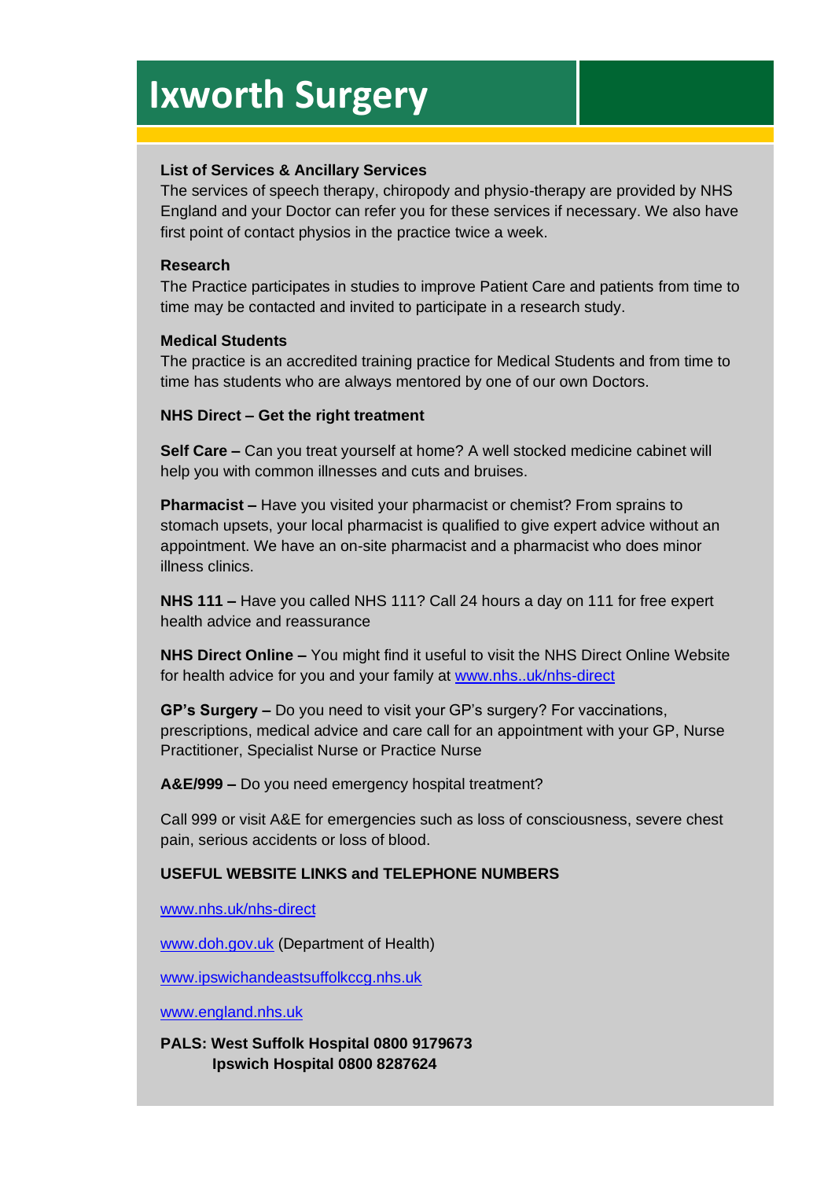# Ixworth Surgery

### List of Services & Ancillary Services

The services of speech therapy, chiropody and physio-therapy are provided by NHS England and your Doctor can refer you for these services if necessary. We also have first point of contact physios in the practice twice a week.

### Research

The Practice participates in studies to improve Patient Care and patients from time to time may be contacted and invited to participate in a research study.

### Medical Students

The practice is an accredited training practice for Medical Students and from time to time has students who are always mentored by one of our own Doctors.

### NHS Direct – Get the right treatment

**Self Care –** Can you treat yourself at home? A well stocked medicine cabinet will help you with common illnesses and cuts and bruises.

**Pharmacist –** Have you visited your pharmacist or chemist? From sprains to stomach upsets, your local pharmacist is qualified to give expert advice without an appointment. We have an on-site pharmacist and a pharmacist who does minor illness clinics.

**NHS 111 –** Have you called NHS 111? Call 24 hours a day on 111 for free expert health advice and reassurance

**NHS Direct Online –** You might find it useful to visit the NHS Direct Online Website for health advice for you and your family at www.nhs..uk/nhs-direct

**GP's Surgery –** Do you need to visit your GP's surgery? For vaccinations, prescriptions, medical advice and care call for an appointment with your GP, Nurse Practitioner, Specialist Nurse or Practice Nurse

**A&E/999 –** Do you need emergency hospital treatment?

Call 999 or visit A&E for emergencies such as loss of consciousness, severe chest pain, serious accidents or loss of blood.

### USEFUL WEBSITE LINKS and TELEPHONE NUMBERS

www.nhs.uk/nhs-direct

www.doh.gov.uk (Department of Health)

www.ipswichandeastsuffolkccg.nhs.uk

www.england.nhs.uk

**PALS: West Suffolk Hospital 0800 9179673**
**Ipswich Hospital 0800 8287624**